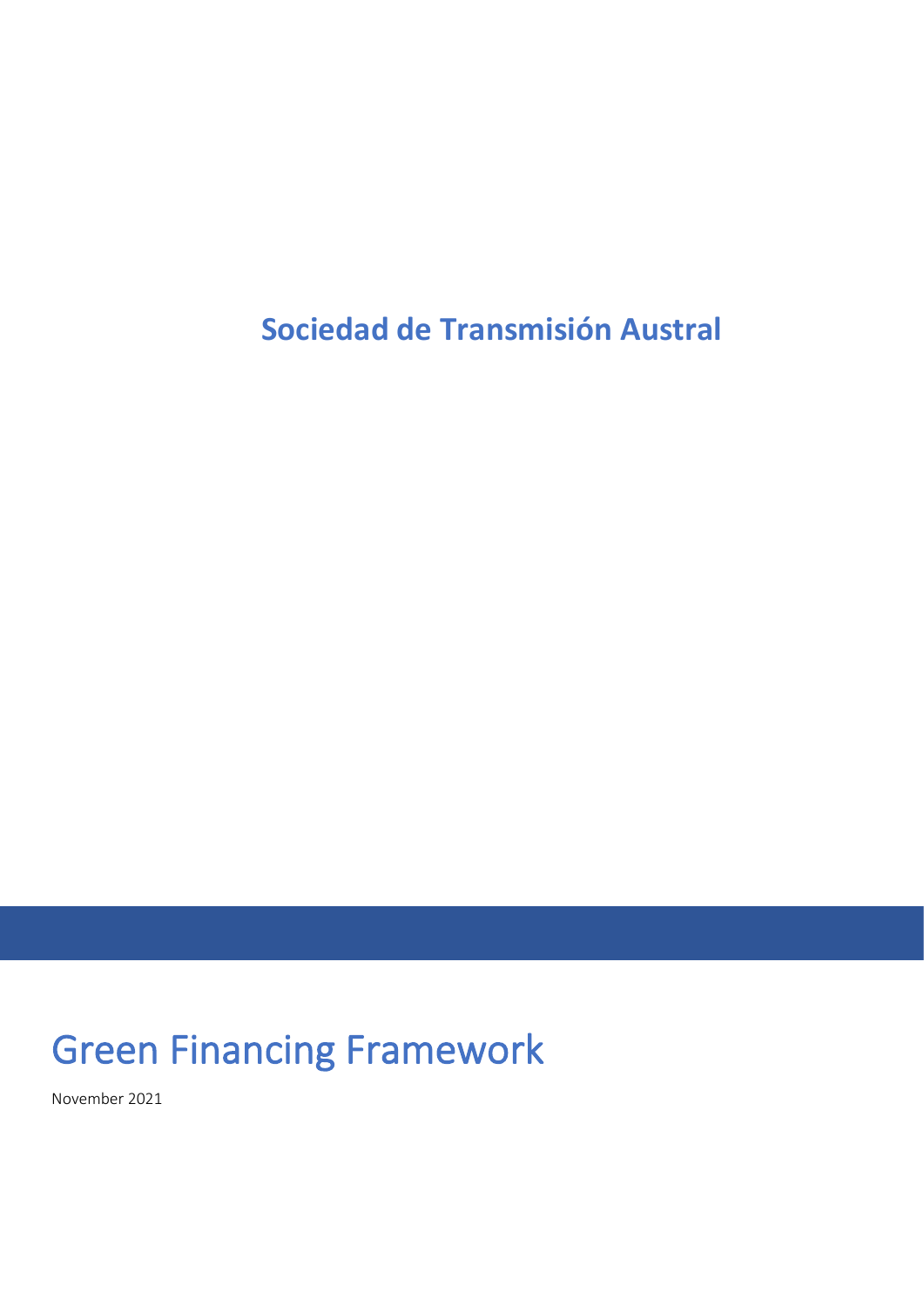**Sociedad de Transmisión Austral**

# Green Financing Framework

November 2021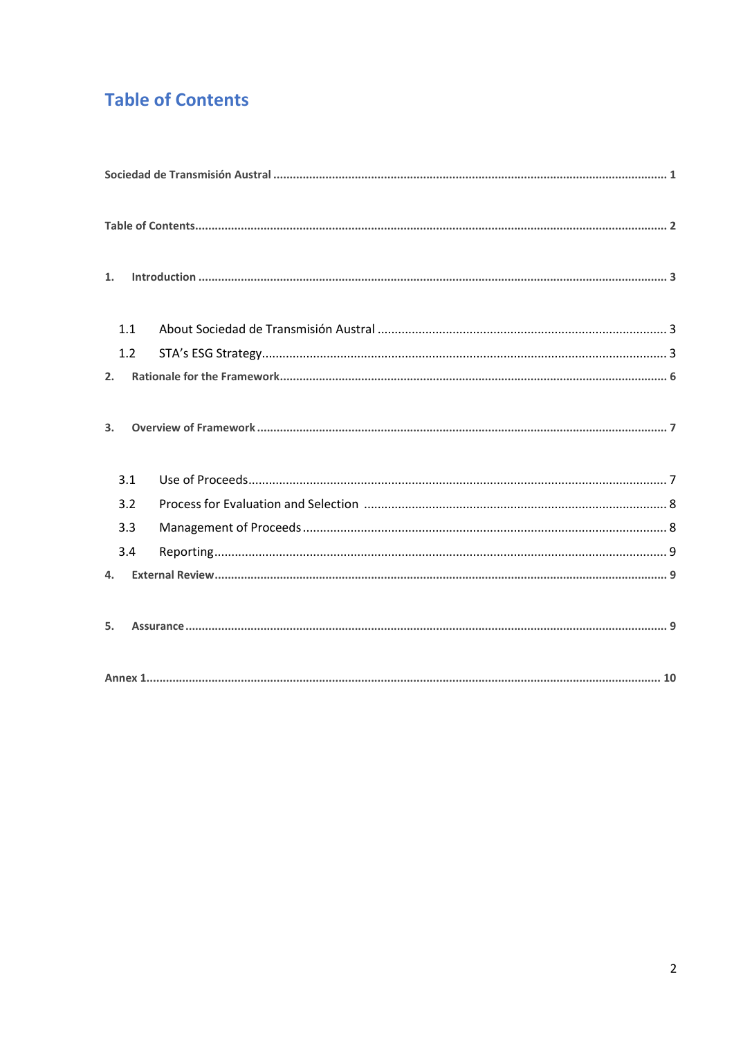# Table of Contents

**Sociedad de Transmisión Austral** ........................................................................................................................ **1**

**Table of Contents**.............................................................................................................................................. **2**

**1. Introduction** ........................................................................................................................................... **3**

1.1 About Sociedad de Transmisión Austral .................................................................................... 3

1.2 STA's ESG Strategy....................................................................................................................... 3

**2. Rationale for the Framework**................................................................................................................... **6**

**3. Overview of Framework** ......................................................................................................................... **7**

3.1 Use of Proceeds........................................................................................................................... 7

3.2 Process for Evaluation and Selection ........................................................................................ 8

3.3 Management of Proceeds .......................................................................................................... 8

3.4 Reporting...................................................................................................................................... 9

**4. External Review**...................................................................................................................................... **9**

**5. Assurance** ............................................................................................................................................... **9**

**Annex 1**......................................................................................................................................................... **10**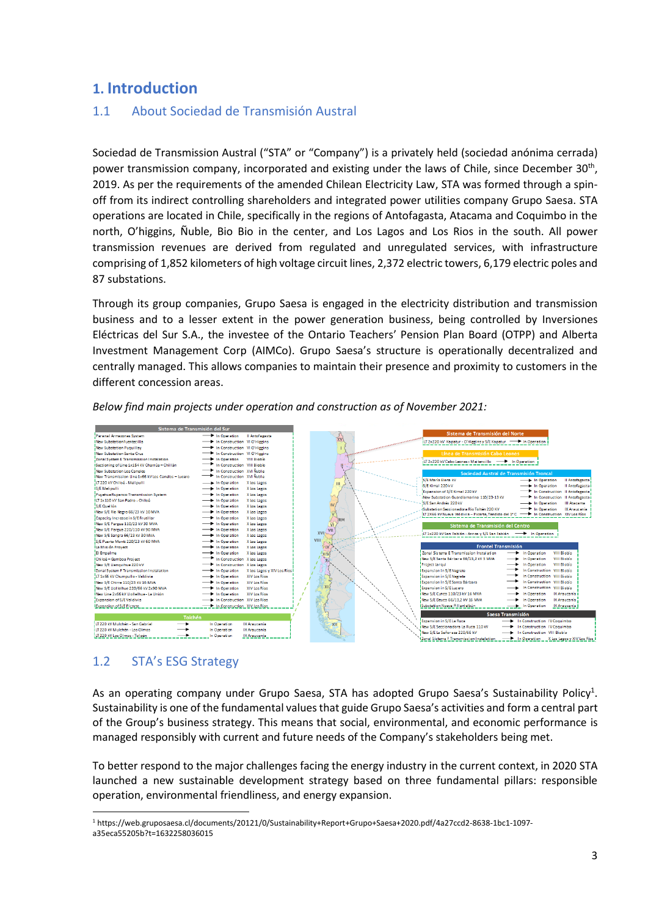# 1. Introduction

## 1.1 About Sociedad de Transmisión Austral

Sociedad de Transmision Austral ("STA" or "Company") is a privately held (sociedad anónima cerrada) power transmission company, incorporated and existing under the laws of Chile, since December 30th, 2019. As per the requirements of the amended Chilean Electricity Law, STA was formed through a spin-off from its indirect controlling shareholders and integrated power utilities company Grupo Saesa. STA operations are located in Chile, specifically in the regions of Antofagasta, Atacama and Coquimbo in the north, O'higgins, Ñuble, Bio Bio in the center, and Los Lagos and Los Rios in the south. All power transmission revenues are derived from regulated and unregulated services, with infrastructure comprising of 1,852 kilometers of high voltage circuit lines, 2,372 electric towers, 6,179 electric poles and 87 substations.

Through its group companies, Grupo Saesa is engaged in the electricity distribution and transmission business and to a lesser extent in the power generation business, being controlled by Inversiones Eléctricas del Sur S.A., the investee of the Ontario Teachers' Pension Plan Board (OTPP) and Alberta Investment Management Corp (AIMCo). Grupo Saesa's structure is operationally decentralized and centrally managed. This allows companies to maintain their presence and proximity to customers in the different concession areas.

*Below find main projects under operation and construction as of November 2021:*

Sistema de Transmisión del Sur

| | | |
|---|---|---|
| Paranal Armazones System | In Operation | II Antofagasta |
| New Substation Fuentecilla | In Construction | VI O'Higgins |
| New Substation Puquillay | In Construction | VI O'Higgins |
| New Substation Santa Cruz | In Construction | VI O'Higgins |
| Zonal System E Transmission Installation | In Operation | VIII Biobío |
| Sectioning of Line 1x154 kV Charrúa – Chillán | In Construction | VIII Biobío |
| New Substation Los Condores | In Construction | XVI Ñuble |
| New Transmission line 1x66 kV Los Condores – Lucero | In Construction | XVI Ñuble |
| LT 220 kV Chiloé - Melipulli | In Operation | X Los Lagos |
| S/E Melipulli | In Operation | X Los Lagos |
| Puyehue Rupanco Transmission System | In Operation | X Los Lagos |
| LT 1x110 kV San Pedro - Chiloé | In Operation | X Los Lagos |
| S/E Quellón | In Operation | X Los Lagos |
| New S/E Río Negro 66/23 kV 10 MVA | In Operation | X Los Lagos |
| Capacity Increase in S/E Frutillar | In Operation | X Los Lagos |
| New S/E Pargua 110/23 kV 30 MVA | In Operation | X Los Lagos |
| New S/E Pargua 220/110 kV 90 MVA | In Operation | X Los Lagos |
| New S/E Sangra 66/23 kV 30 MVA | In Operation | X Los Lagos |
| S/E Puerto Montt 220/23 kV 60 MVA | In Operation | X Los Lagos |
| La Misión Project | In Operation | X Los Lagos |
| El Empalme | In Operation | X Los Lagos |
| Chiloé – Gamboa Project | In Construction | X Los Lagos |
| New S/E Llanquihue 220 kV | In Construction | X Los Lagos |
| Zonal System F Transmission Installation | In Operation | X Los Lagos y XIV Los Ríos |
| LT 1x66 kV Chumpullo - Valdivia | In Operation | XIV Los Ríos |
| New S/E Chirre 110/23 kV 16 MVA | In Operation | XIV Los Ríos |
| New S/E Uollelhue 220/66 kV 2x90 MVA | In Operation | XIV Los Ríos |
| New Line 2x66 kV Uollelhue - La Unión | In Operation | XIV Los Ríos |
| Expansion of S/E Valdivia | In Construction | XIV Los Ríos |
| Expansion of S/E Picarte | In Construction | XIV Los Ríos |

Tolchén

| | | |
|---|---|---|
| LT 220 kV Mulchén - San Gabriel | In Operation | IX Araucanía |
| LT 220 kV Mulchén - Los Olmos | In Operation | IX Araucanía |
| LT 220 kV Los Olmos - Tolpán | In Operation | IX Araucanía |

Sistema de Transmisión del Norte

| | | |
|---|---|---|
| LT 2x220 kV Kapatur - O'Higgins y S/E Kapatur | In Operation | |

Línea de Transmisión Cabo Leones

| | | |
|---|---|---|
| LT 2x220 kV Cabo Leones - Maitencillo | In Operation | |

Sociedad Austral de Transmisión Troncal

| | | |
|---|---|---|
| S/E María Elena kV | In Operation | II Antofagasta |
| S/E Kimal 220 kV | In Operation | II Antofagasta |
| Expansion of S/E Kimal 220 kV | In Construction | II Antofagasta |
| New Substation Guardiamarina 110/23-13 kV | In Construction | II Antofagasta |
| S/E San Andrés 220 kV | In Operation | III Atacama |
| Substation Seccionadora Río Toltén 220 kV | In Operation | IX Araucanía |
| LT 2X66 kV Nueva Valdivia – Picarte, Tendido del 2°C | In Construction | XIV Los Ríos |

Sistema de Transmisión del Centro

| | | |
|---|---|---|
| LT 1x220 kV San Fabián - Ancoa y S/E San Fabián | In Operation | |

Frontel Transmisión

| | | |
|---|---|---|
| Zonal Sistema E Transmission Installation | In Operation | VIII Biobío |
| New S/E Santa Bárbara 66/13,2 kV 5 MVA | In Operation | VIII Biobío |
| Project Larqui | In Operation | VIII Biobío |
| Expansion in S/E Negrete | In Construction | VIII Biobío |
| Expansion in S/E Negrete | In Construction | VIII Biobío |
| Expansion in S/E Santa Bárbara | In Construction | VIII Biobío |
| Expansion in S/E Lucero | In Construction | VIII Biobío |
| New S/E Curacautín 110/23 kV 16 MVA | In Operation | IX Araucanía |
| New S/E Deuco 66/13,2 kV 16 MVA | In Operation | IX Araucanía |
| Substation Nueva Pillanlelbún | In Operation | IX Araucanía |

Saesa Transmisión

| | | |
|---|---|---|
| Expansion in S/E La Ruca | In Construction | IV Coquimbo |
| New S/E Seccionadora La Ruca 110 kV | In Construction | IV Coquimbo |
| New S/E La Señoraza 220/66 kV | In Construction | VIII Biobío |
| Zonal Sistema F Transmission Installation | In Operation | X Los Lagos y XIV Los Ríos |

## 1.2 STA's ESG Strategy

As an operating company under Grupo Saesa, STA has adopted Grupo Saesa's Sustainability Policy[1]. Sustainability is one of the fundamental values that guide Grupo Saesa's activities and form a central part of the Group's business strategy. This means that social, environmental, and economic performance is managed responsibly with current and future needs of the Company's stakeholders being met.

To better respond to the major challenges facing the energy industry in the current context, in 2020 STA launched a new sustainable development strategy based on three fundamental pillars: responsible operation, environmental friendliness, and energy expansion.

[1] https://web.gruposaesa.cl/documents/20121/0/Sustainability+Report+Grupo+Saesa+2020.pdf/4a27ccd2-8638-1bc1-1097-a35eca55205b?t=1632258036015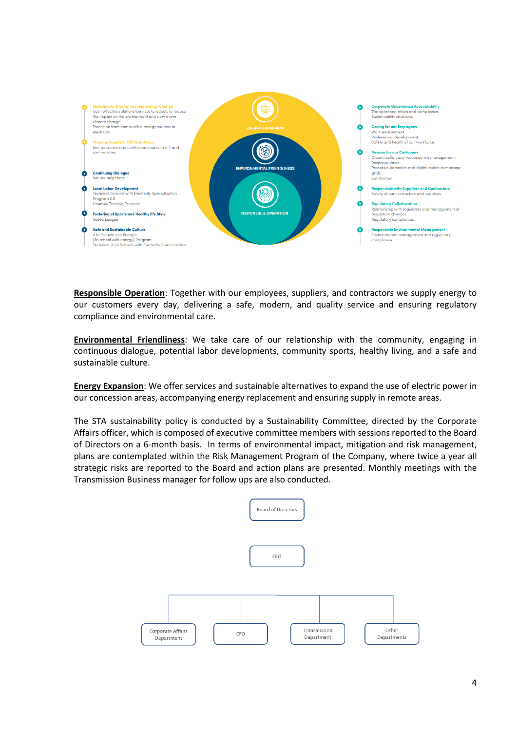Sustainable Alternatives and Energy Change
Cost-effective solutions/services/products to reduce the impact on the environment and slow down climate change.
Transition from combustible energy sources to electricity.

Ongoing Supply to Off-Grid Areas
Energy access and continuous supply to off-grid communities.

Continuing Dialogue
We are neighbors

Local Labor Development
Technical Schools with Electricity Specialization Program 2.0
Linemen Training Program

Fostering of Sports and Healthy life Style
Saesa League

Safe and Sustainable Culture
A la Escuela con Energía
(To school with energy) Program
Technical High Schools with Electricity Specialization

ENERGY EXPANSION

ENVIRONMENTAL FRIENDLINESS

RESPONSIBLE OPERATION

Corporate Governance Accountability
Transparency, ethics and compliance.
Sustainability structure.

Caring for our Employees
Work environment.
Professional development.
Safety and health of our workforce.

Passion for our Customers
Disconnection and reconnection management.
Response times.
Process automation and digitalization to manage grids.
Satisfaction.

Responsible with Suppliers and Contractors
Safety of our contractors and suppliers.

Regulatory Collaboration
Relationship with regulators and management of regulatory changes.
Regulatory compliance.

Responsible Environmental Management
Environmental management and regulatory compliance.

**Responsible Operation**: Together with our employees, suppliers, and contractors we supply energy to our customers every day, delivering a safe, modern, and quality service and ensuring regulatory compliance and environmental care.

**Environmental Friendliness**: We take care of our relationship with the community, engaging in continuous dialogue, potential labor developments, community sports, healthy living, and a safe and sustainable culture.

**Energy Expansion**: We offer services and sustainable alternatives to expand the use of electric power in our concession areas, accompanying energy replacement and ensuring supply in remote areas.

The STA sustainability policy is conducted by a Sustainability Committee, directed by the Corporate Affairs officer, which is composed of executive committee members with sessions reported to the Board of Directors on a 6-month basis. In terms of environmental impact, mitigation and risk management, plans are contemplated within the Risk Management Program of the Company, where twice a year all strategic risks are reported to the Board and action plans are presented. Monthly meetings with the Transmission Business manager for follow ups are also conducted.

Board of Directors

CEO

Corporate Affairs Department

CFO

Transmission Department

Other Departments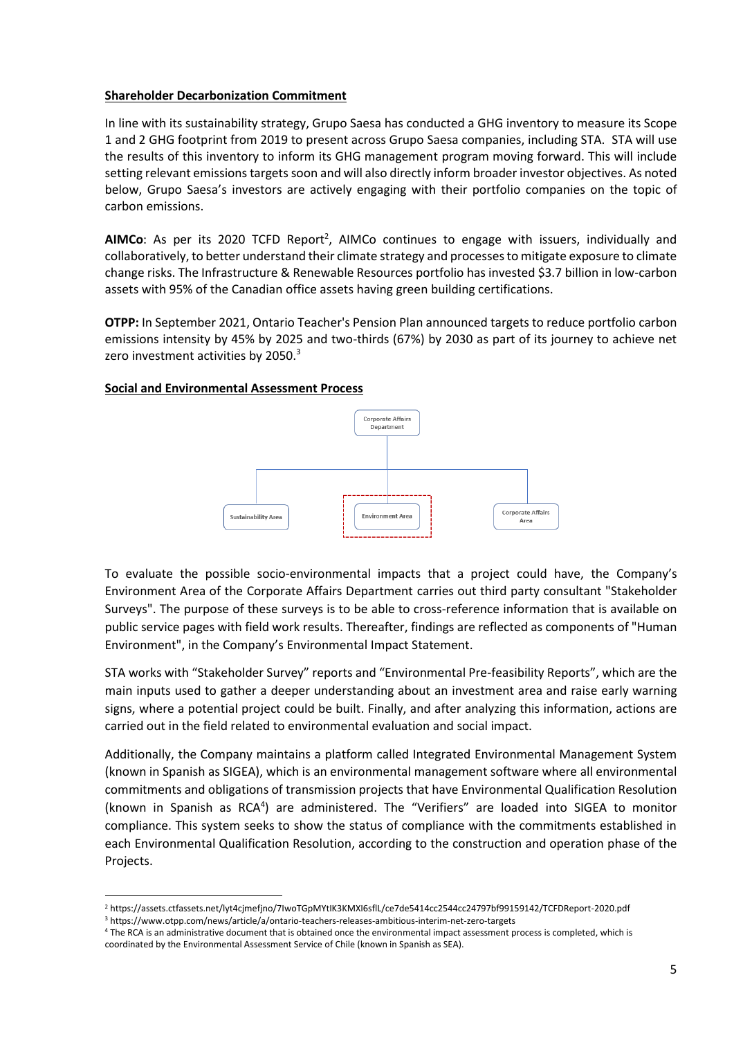**Shareholder Decarbonization Commitment**

In line with its sustainability strategy, Grupo Saesa has conducted a GHG inventory to measure its Scope 1 and 2 GHG footprint from 2019 to present across Grupo Saesa companies, including STA. STA will use the results of this inventory to inform its GHG management program moving forward. This will include setting relevant emissions targets soon and will also directly inform broader investor objectives. As noted below, Grupo Saesa's investors are actively engaging with their portfolio companies on the topic of carbon emissions.

**AIMCo**: As per its 2020 TCFD Report[2], AIMCo continues to engage with issuers, individually and collaboratively, to better understand their climate strategy and processes to mitigate exposure to climate change risks. The Infrastructure & Renewable Resources portfolio has invested $3.7 billion in low-carbon assets with 95% of the Canadian office assets having green building certifications.

**OTPP:** In September 2021, Ontario Teacher's Pension Plan announced targets to reduce portfolio carbon emissions intensity by 45% by 2025 and two-thirds (67%) by 2030 as part of its journey to achieve net zero investment activities by 2050.[3]

**Social and Environmental Assessment Process**

Corporate Affairs Department

Sustainability Area | Environment Area | Corporate Affairs Area

To evaluate the possible socio-environmental impacts that a project could have, the Company's Environment Area of the Corporate Affairs Department carries out third party consultant "Stakeholder Surveys". The purpose of these surveys is to be able to cross-reference information that is available on public service pages with field work results. Thereafter, findings are reflected as components of "Human Environment", in the Company's Environmental Impact Statement.

STA works with "Stakeholder Survey" reports and "Environmental Pre-feasibility Reports", which are the main inputs used to gather a deeper understanding about an investment area and raise early warning signs, where a potential project could be built. Finally, and after analyzing this information, actions are carried out in the field related to environmental evaluation and social impact.

Additionally, the Company maintains a platform called Integrated Environmental Management System (known in Spanish as SIGEA), which is an environmental management software where all environmental commitments and obligations of transmission projects that have Environmental Qualification Resolution (known in Spanish as RCA[4]) are administered. The "Verifiers" are loaded into SIGEA to monitor compliance. This system seeks to show the status of compliance with the commitments established in each Environmental Qualification Resolution, according to the construction and operation phase of the Projects.

---

[2] https://assets.ctfassets.net/lyt4cjmefjno/7IwoTGpMYtIK3KMXl6sflL/ce7de5414cc2544cc24797bf99159142/TCFDReport-2020.pdf

[3] https://www.otpp.com/news/article/a/ontario-teachers-releases-ambitious-interim-net-zero-targets

[4] The RCA is an administrative document that is obtained once the environmental impact assessment process is completed, which is coordinated by the Environmental Assessment Service of Chile (known in Spanish as SEA).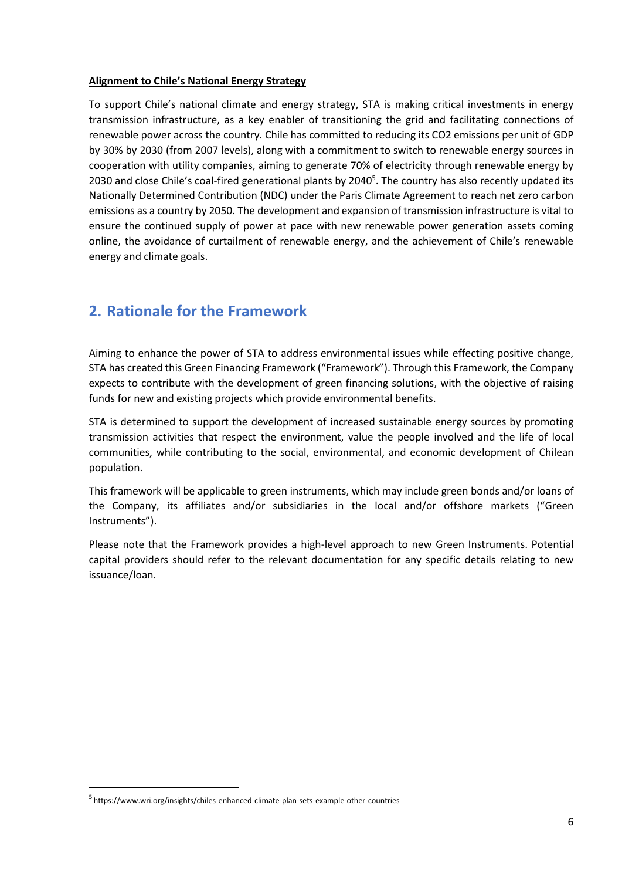**Alignment to Chile's National Energy Strategy**

To support Chile's national climate and energy strategy, STA is making critical investments in energy transmission infrastructure, as a key enabler of transitioning the grid and facilitating connections of renewable power across the country. Chile has committed to reducing its CO2 emissions per unit of GDP by 30% by 2030 (from 2007 levels), along with a commitment to switch to renewable energy sources in cooperation with utility companies, aiming to generate 70% of electricity through renewable energy by 2030 and close Chile's coal-fired generational plants by 2040[5]. The country has also recently updated its Nationally Determined Contribution (NDC) under the Paris Climate Agreement to reach net zero carbon emissions as a country by 2050. The development and expansion of transmission infrastructure is vital to ensure the continued supply of power at pace with new renewable power generation assets coming online, the avoidance of curtailment of renewable energy, and the achievement of Chile's renewable energy and climate goals.

## 2. Rationale for the Framework

Aiming to enhance the power of STA to address environmental issues while effecting positive change, STA has created this Green Financing Framework ("Framework"). Through this Framework, the Company expects to contribute with the development of green financing solutions, with the objective of raising funds for new and existing projects which provide environmental benefits.

STA is determined to support the development of increased sustainable energy sources by promoting transmission activities that respect the environment, value the people involved and the life of local communities, while contributing to the social, environmental, and economic development of Chilean population.

This framework will be applicable to green instruments, which may include green bonds and/or loans of the Company, its affiliates and/or subsidiaries in the local and/or offshore markets ("Green Instruments").

Please note that the Framework provides a high-level approach to new Green Instruments. Potential capital providers should refer to the relevant documentation for any specific details relating to new issuance/loan.

[5] https://www.wri.org/insights/chiles-enhanced-climate-plan-sets-example-other-countries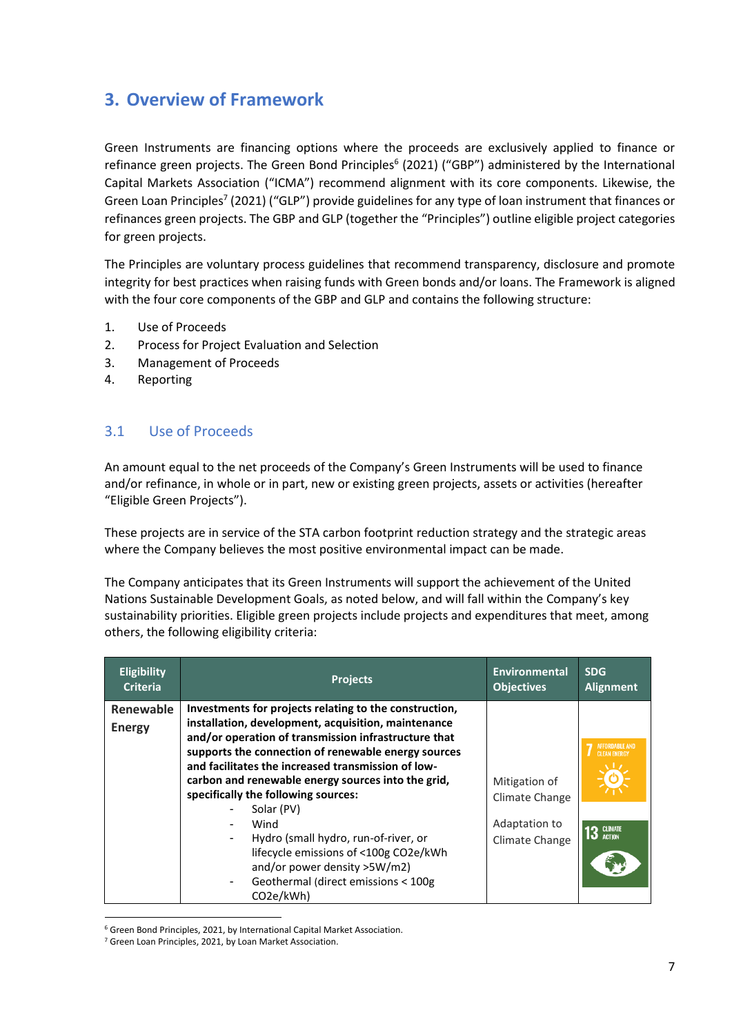# 3. Overview of Framework

Green Instruments are financing options where the proceeds are exclusively applied to finance or refinance green projects. The Green Bond Principles[6] (2021) ("GBP") administered by the International Capital Markets Association ("ICMA") recommend alignment with its core components. Likewise, the Green Loan Principles[7] (2021) ("GLP") provide guidelines for any type of loan instrument that finances or refinances green projects. The GBP and GLP (together the "Principles") outline eligible project categories for green projects.

The Principles are voluntary process guidelines that recommend transparency, disclosure and promote integrity for best practices when raising funds with Green bonds and/or loans. The Framework is aligned with the four core components of the GBP and GLP and contains the following structure:

1. Use of Proceeds
2. Process for Project Evaluation and Selection
3. Management of Proceeds
4. Reporting

## 3.1 Use of Proceeds

An amount equal to the net proceeds of the Company's Green Instruments will be used to finance and/or refinance, in whole or in part, new or existing green projects, assets or activities (hereafter "Eligible Green Projects").

These projects are in service of the STA carbon footprint reduction strategy and the strategic areas where the Company believes the most positive environmental impact can be made.

The Company anticipates that its Green Instruments will support the achievement of the United Nations Sustainable Development Goals, as noted below, and will fall within the Company's key sustainability priorities. Eligible green projects include projects and expenditures that meet, among others, the following eligibility criteria:

| Eligibility Criteria | Projects | Environmental Objectives | SDG Alignment |
|---|---|---|---|
| **Renewable Energy** | **Investments for projects relating to the construction, installation, development, acquisition, maintenance and/or operation of transmission infrastructure that supports the connection of renewable energy sources and facilitates the increased transmission of low-carbon and renewable energy sources into the grid, specifically the following sources:**<br>- Solar (PV)<br>- Wind<br>- Hydro (small hydro, run-of-river, or lifecycle emissions of <100g CO2e/kWh and/or power density >5W/m2)<br>- Geothermal (direct emissions < 100g CO2e/kWh) | Mitigation of Climate Change<br><br>Adaptation to Climate Change | 7 AFFORDABLE AND CLEAN ENERGY<br>13 CLIMATE ACTION |

[6] Green Bond Principles, 2021, by International Capital Market Association.
[7] Green Loan Principles, 2021, by Loan Market Association.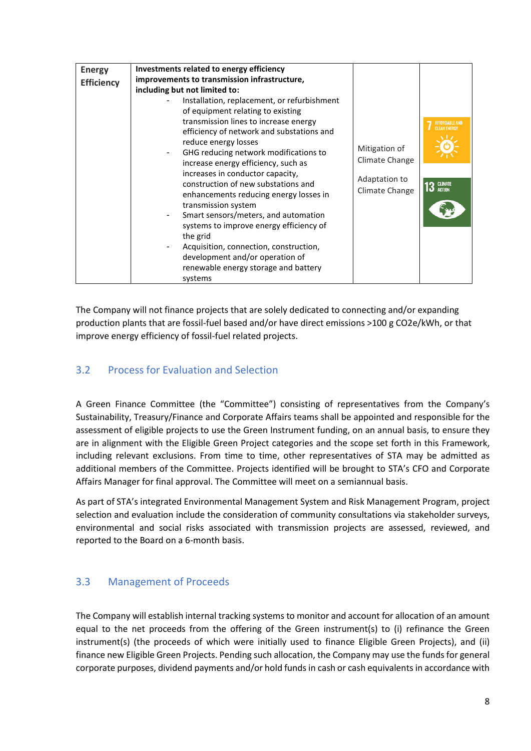| | | | |
|---|---|---|---|
| **Energy Efficiency** | **Investments related to energy efficiency improvements to transmission infrastructure, including but not limited to:**<br>- Installation, replacement, or refurbishment of equipment relating to existing transmission lines to increase energy efficiency of network and substations and reduce energy losses<br>- GHG reducing network modifications to increase energy efficiency, such as increases in conductor capacity, construction of new substations and enhancements reducing energy losses in transmission system<br>- Smart sensors/meters, and automation systems to improve energy efficiency of the grid<br>- Acquisition, connection, construction, development and/or operation of renewable energy storage and battery systems | Mitigation of Climate Change<br><br>Adaptation to Climate Change | 7 AFFORDABLE AND CLEAN ENERGY<br><br>13 CLIMATE ACTION |

The Company will not finance projects that are solely dedicated to connecting and/or expanding production plants that are fossil-fuel based and/or have direct emissions >100 g CO2e/kWh, or that improve energy efficiency of fossil-fuel related projects.

## 3.2 Process for Evaluation and Selection

A Green Finance Committee (the "Committee") consisting of representatives from the Company's Sustainability, Treasury/Finance and Corporate Affairs teams shall be appointed and responsible for the assessment of eligible projects to use the Green Instrument funding, on an annual basis, to ensure they are in alignment with the Eligible Green Project categories and the scope set forth in this Framework, including relevant exclusions. From time to time, other representatives of STA may be admitted as additional members of the Committee. Projects identified will be brought to STA's CFO and Corporate Affairs Manager for final approval. The Committee will meet on a semiannual basis.

As part of STA's integrated Environmental Management System and Risk Management Program, project selection and evaluation include the consideration of community consultations via stakeholder surveys, environmental and social risks associated with transmission projects are assessed, reviewed, and reported to the Board on a 6-month basis.

## 3.3 Management of Proceeds

The Company will establish internal tracking systems to monitor and account for allocation of an amount equal to the net proceeds from the offering of the Green instrument(s) to (i) refinance the Green instrument(s) (the proceeds of which were initially used to finance Eligible Green Projects), and (ii) finance new Eligible Green Projects. Pending such allocation, the Company may use the funds for general corporate purposes, dividend payments and/or hold funds in cash or cash equivalents in accordance with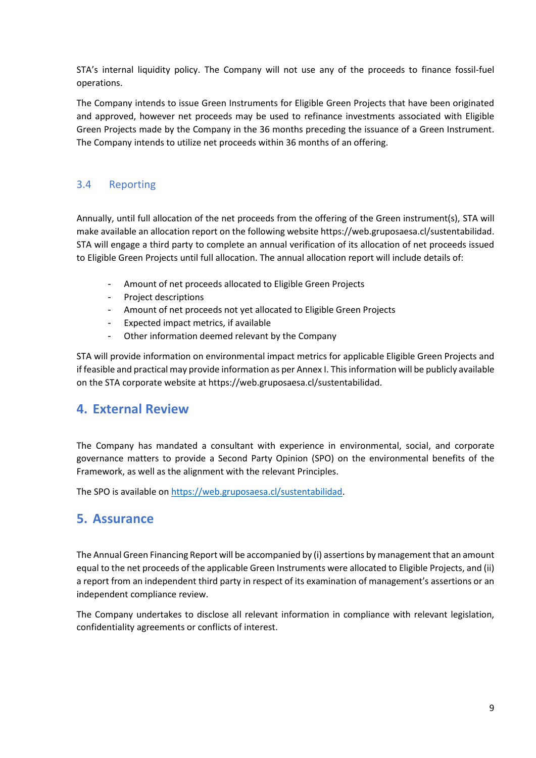STA's internal liquidity policy. The Company will not use any of the proceeds to finance fossil-fuel operations.

The Company intends to issue Green Instruments for Eligible Green Projects that have been originated and approved, however net proceeds may be used to refinance investments associated with Eligible Green Projects made by the Company in the 36 months preceding the issuance of a Green Instrument. The Company intends to utilize net proceeds within 36 months of an offering.

### 3.4 Reporting

Annually, until full allocation of the net proceeds from the offering of the Green instrument(s), STA will make available an allocation report on the following website https://web.gruposaesa.cl/sustentabilidad. STA will engage a third party to complete an annual verification of its allocation of net proceeds issued to Eligible Green Projects until full allocation. The annual allocation report will include details of:

- Amount of net proceeds allocated to Eligible Green Projects
- Project descriptions
- Amount of net proceeds not yet allocated to Eligible Green Projects
- Expected impact metrics, if available
- Other information deemed relevant by the Company

STA will provide information on environmental impact metrics for applicable Eligible Green Projects and if feasible and practical may provide information as per Annex I. This information will be publicly available on the STA corporate website at https://web.gruposaesa.cl/sustentabilidad.

## 4. External Review

The Company has mandated a consultant with experience in environmental, social, and corporate governance matters to provide a Second Party Opinion (SPO) on the environmental benefits of the Framework, as well as the alignment with the relevant Principles.

The SPO is available on https://web.gruposaesa.cl/sustentabilidad.

## 5. Assurance

The Annual Green Financing Report will be accompanied by (i) assertions by management that an amount equal to the net proceeds of the applicable Green Instruments were allocated to Eligible Projects, and (ii) a report from an independent third party in respect of its examination of management's assertions or an independent compliance review.

The Company undertakes to disclose all relevant information in compliance with relevant legislation, confidentiality agreements or conflicts of interest.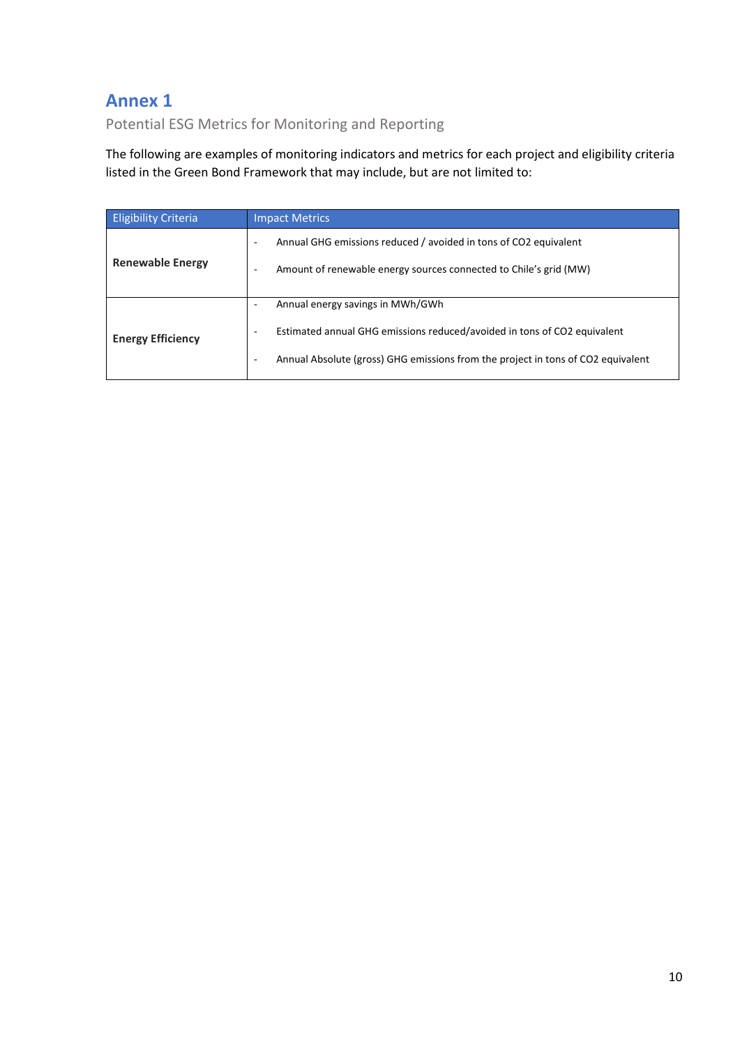# Annex 1

Potential ESG Metrics for Monitoring and Reporting

The following are examples of monitoring indicators and metrics for each project and eligibility criteria listed in the Green Bond Framework that may include, but are not limited to:

| Eligibility Criteria | Impact Metrics |
|---|---|
| **Renewable Energy** | - Annual GHG emissions reduced / avoided in tons of $CO_2$ equivalent<br>- Amount of renewable energy sources connected to Chile's grid (MW) |
| **Energy Efficiency** | - Annual energy savings in MWh/GWh<br>- Estimated annual GHG emissions reduced/avoided in tons of $CO_2$ equivalent<br>- Annual Absolute (gross) GHG emissions from the project in tons of $CO_2$ equivalent |